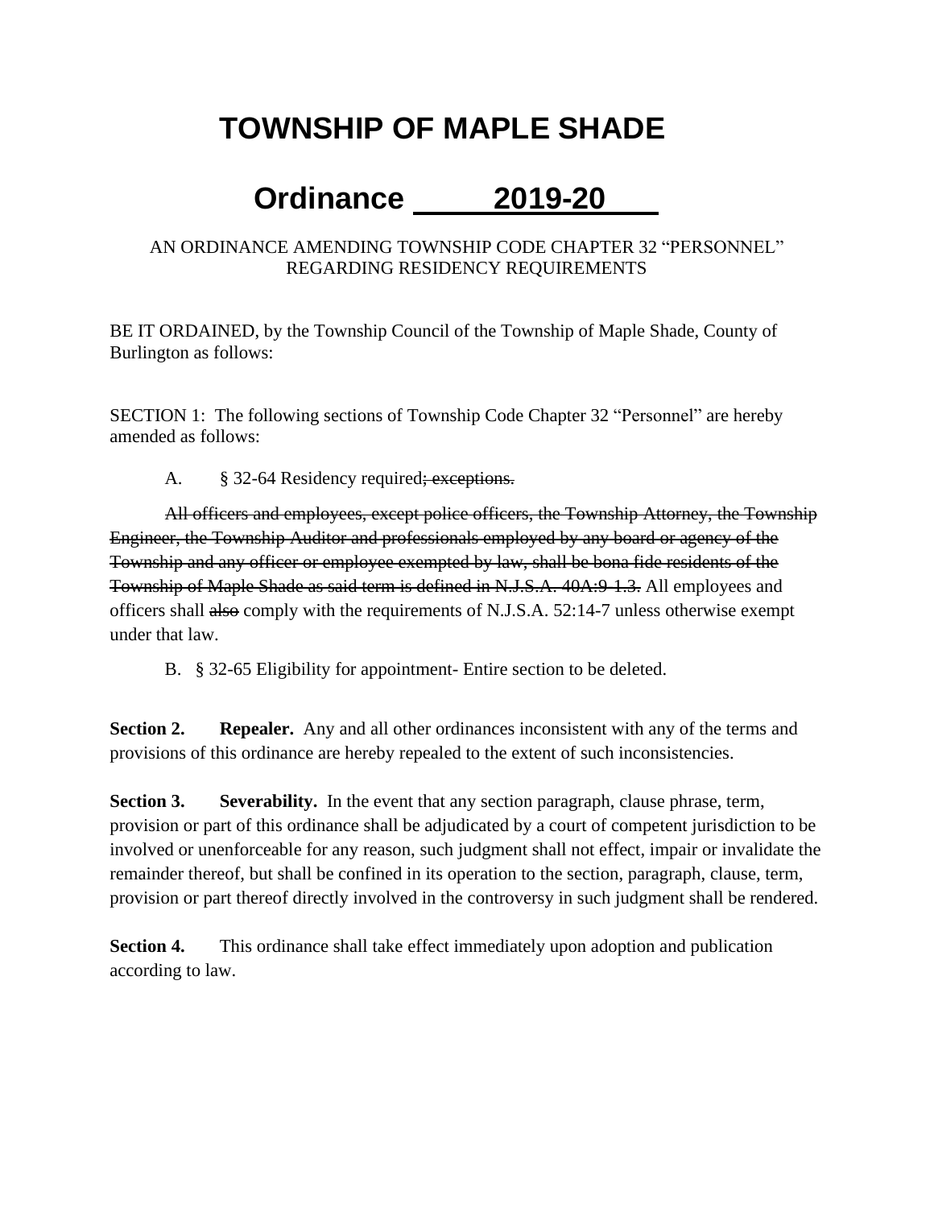# TOWNSHIP OF MAPLE SHADE

# Ordinance 2019-20

AN ORDINANCE AMENDING TOWNSHIP CODE CHAPTER 32 “PERSONNEL” REGARDING RESIDENCY REQUIREMENTS

BE IT ORDAINED, by the Township Council of the Township of Maple Shade, County of Burlington as follows:

SECTION 1: The following sections of Township Code Chapter 32 “Personnel” are hereby amended as follows:

A. § 32-64 Residency required~~; exceptions.~~

~~All officers and employees, except police officers, the Township Attorney, the Township Engineer, the Township Auditor and professionals employed by any board or agency of the Township and any officer or employee exempted by law, shall be bona fide residents of the Township of Maple Shade as said term is defined in N.J.S.A. 40A:9-1.3.~~ All employees and officers shall ~~also~~ comply with the requirements of N.J.S.A. 52:14-7 unless otherwise exempt under that law.

B. § 32-65 Eligibility for appointment- Entire section to be deleted.

**Section 2. Repealer.** Any and all other ordinances inconsistent with any of the terms and provisions of this ordinance are hereby repealed to the extent of such inconsistencies.

**Section 3. Severability.** In the event that any section paragraph, clause phrase, term, provision or part of this ordinance shall be adjudicated by a court of competent jurisdiction to be involved or unenforceable for any reason, such judgment shall not effect, impair or invalidate the remainder thereof, but shall be confined in its operation to the section, paragraph, clause, term, provision or part thereof directly involved in the controversy in such judgment shall be rendered.

**Section 4.** This ordinance shall take effect immediately upon adoption and publication according to law.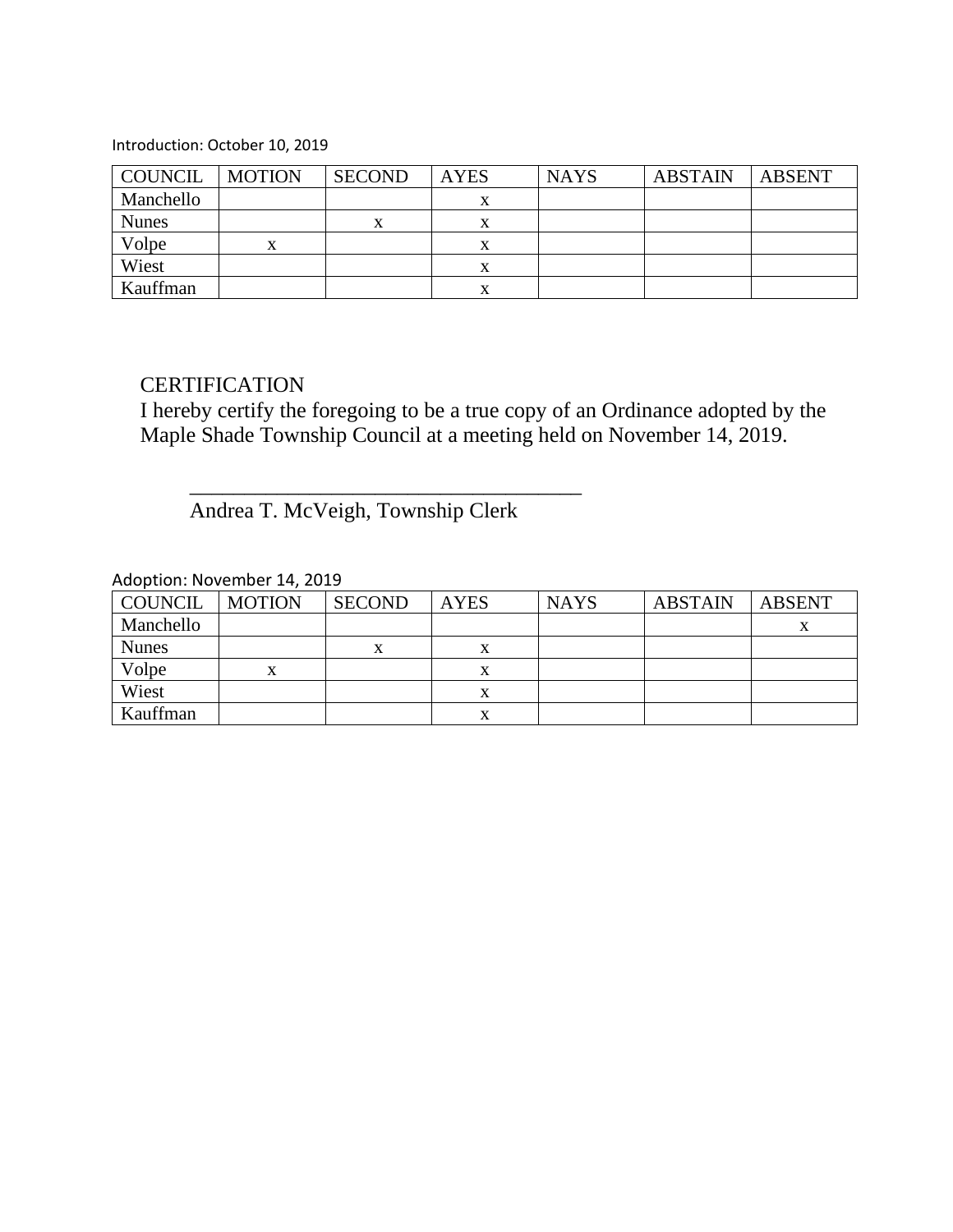Introduction: October 10, 2019

| COUNCIL | MOTION | SECOND | AYES | NAYS | ABSTAIN | ABSENT |
|---|---|---|---|---|---|---|
| Manchello | | | x | | | |
| Nunes | | x | x | | | |
| Volpe | x | | x | | | |
| Wiest | | | x | | | |
| Kauffman | | | x | | | |

CERTIFICATION
I hereby certify the foregoing to be a true copy of an Ordinance adopted by the Maple Shade Township Council at a meeting held on November 14, 2019.

_____________________________________
Andrea T. McVeigh, Township Clerk

Adoption: November 14, 2019

| COUNCIL | MOTION | SECOND | AYES | NAYS | ABSTAIN | ABSENT |
|---|---|---|---|---|---|---|
| Manchello | | | | | | x |
| Nunes | | x | x | | | |
| Volpe | x | | x | | | |
| Wiest | | | x | | | |
| Kauffman | | | x | | | |